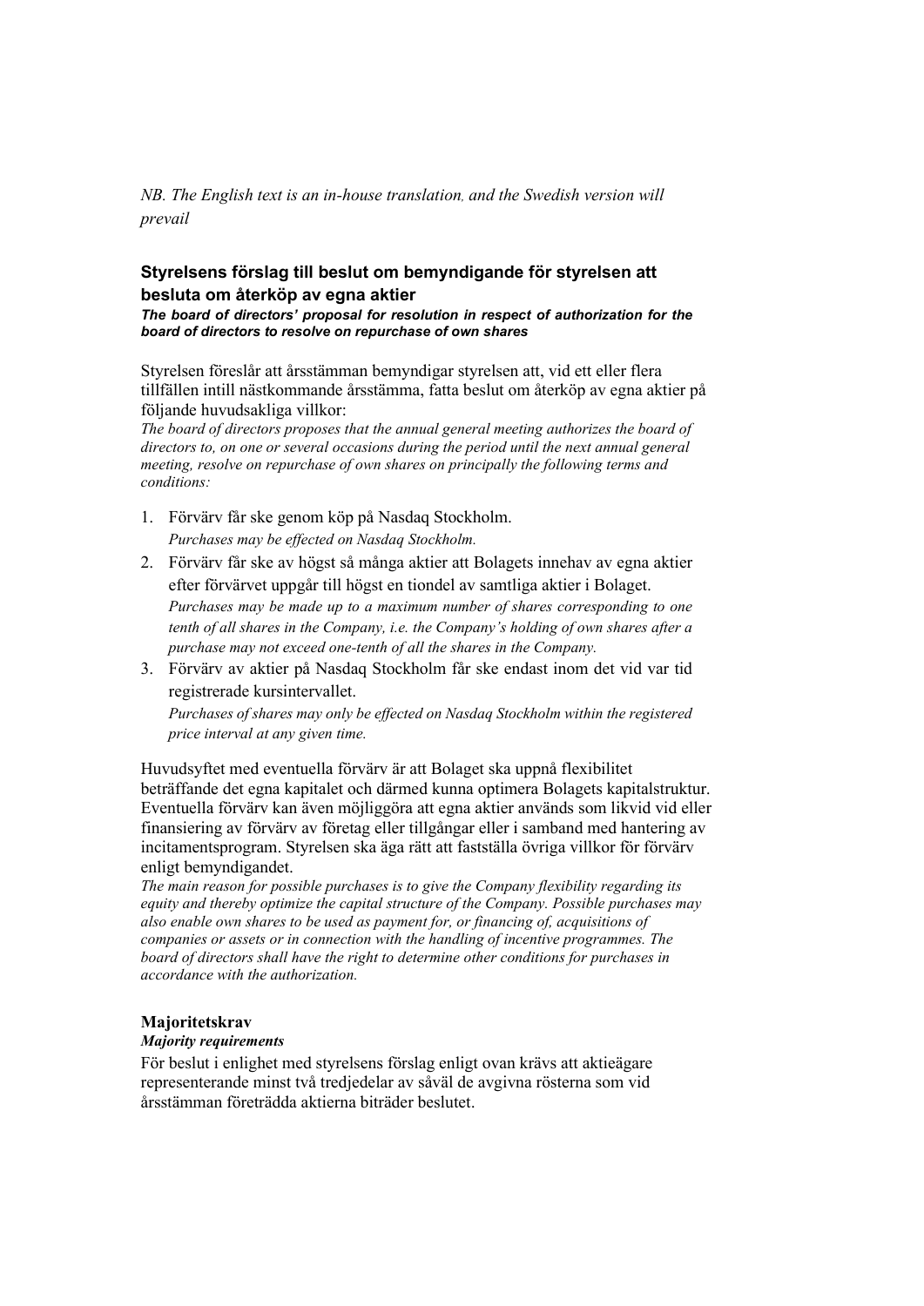*NB. The English text is an in-house translation, and the Swedish version will prevail*

## Styrelsens förslag till beslut om bemyndigande för styrelsen att besluta om återköp av egna aktier

***The board of directors' proposal for resolution in respect of authorization for the board of directors to resolve on repurchase of own shares***

Styrelsen föreslår att årsstämman bemyndigar styrelsen att, vid ett eller flera tillfällen intill nästkommande årsstämma, fatta beslut om återköp av egna aktier på följande huvudsakliga villkor:

*The board of directors proposes that the annual general meeting authorizes the board of directors to, on one or several occasions during the period until the next annual general meeting, resolve on repurchase of own shares on principally the following terms and conditions:*

1. Förvärv får ske genom köp på Nasdaq Stockholm.
   *Purchases may be effected on Nasdaq Stockholm.*
2. Förvärv får ske av högst så många aktier att Bolagets innehav av egna aktier efter förvärvet uppgår till högst en tiondel av samtliga aktier i Bolaget.
   *Purchases may be made up to a maximum number of shares corresponding to one tenth of all shares in the Company, i.e. the Company's holding of own shares after a purchase may not exceed one-tenth of all the shares in the Company.*
3. Förvärv av aktier på Nasdaq Stockholm får ske endast inom det vid var tid registrerade kursintervallet.
   *Purchases of shares may only be effected on Nasdaq Stockholm within the registered price interval at any given time.*

Huvudsyftet med eventuella förvärv är att Bolaget ska uppnå flexibilitet beträffande det egna kapitalet och därmed kunna optimera Bolagets kapitalstruktur. Eventuella förvärv kan även möjliggöra att egna aktier används som likvid vid eller finansiering av förvärv av företag eller tillgångar eller i samband med hantering av incitamentsprogram. Styrelsen ska äga rätt att fastställa övriga villkor för förvärv enligt bemyndigandet.

*The main reason for possible purchases is to give the Company flexibility regarding its equity and thereby optimize the capital structure of the Company. Possible purchases may also enable own shares to be used as payment for, or financing of, acquisitions of companies or assets or in connection with the handling of incentive programmes. The board of directors shall have the right to determine other conditions for purchases in accordance with the authorization.*

### Majoritetskrav

***Majority requirements***

För beslut i enlighet med styrelsens förslag enligt ovan krävs att aktieägare representerande minst två tredjedelar av såväl de avgivna rösterna som vid årsstämman företrädda aktierna biträder beslutet.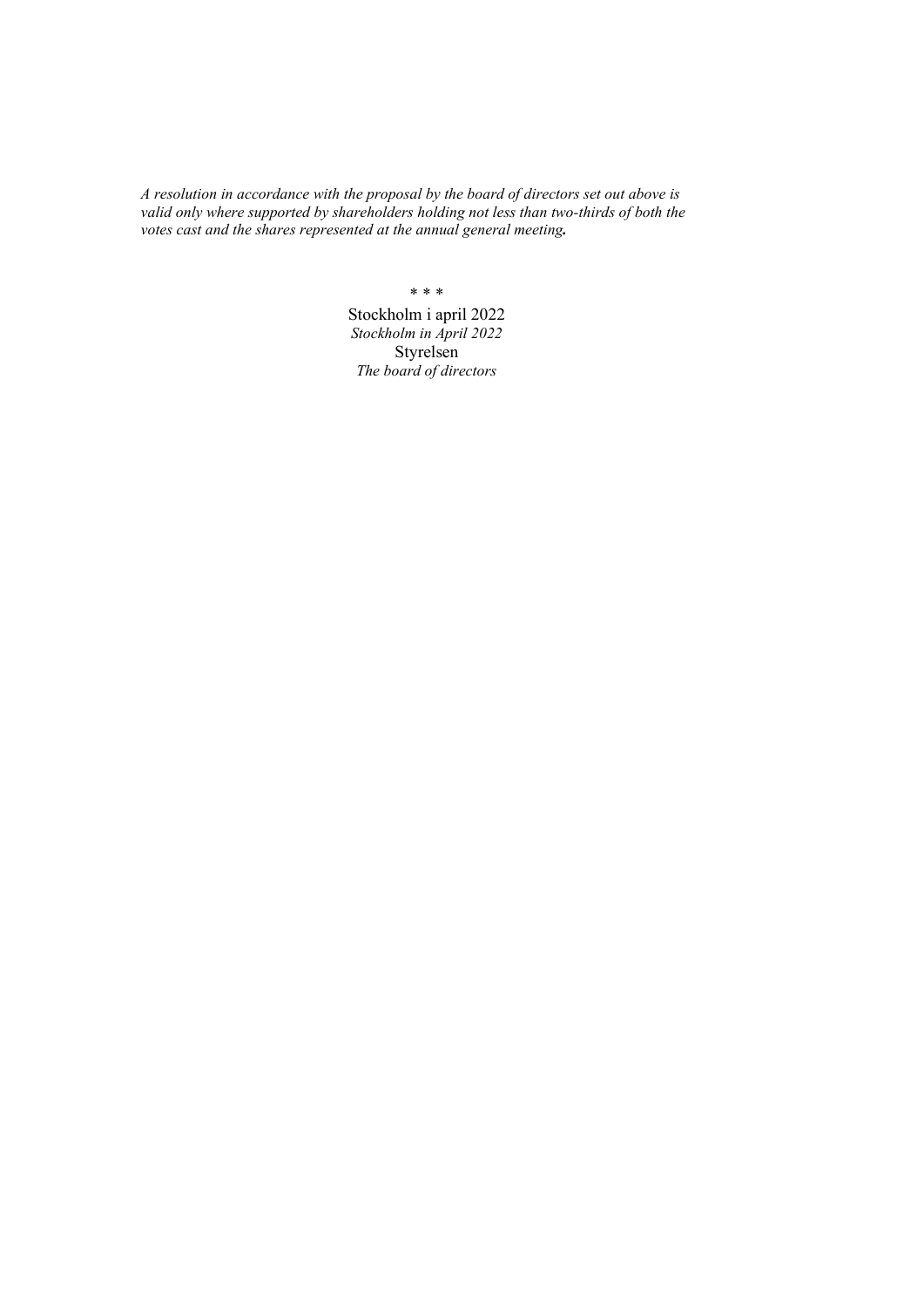*A resolution in accordance with the proposal by the board of directors set out above is valid only where supported by shareholders holding not less than two-thirds of both the votes cast and the shares represented at the annual general meeting.*

\* \* \*

Stockholm i april 2022
*Stockholm in April 2022*
Styrelsen
*The board of directors*